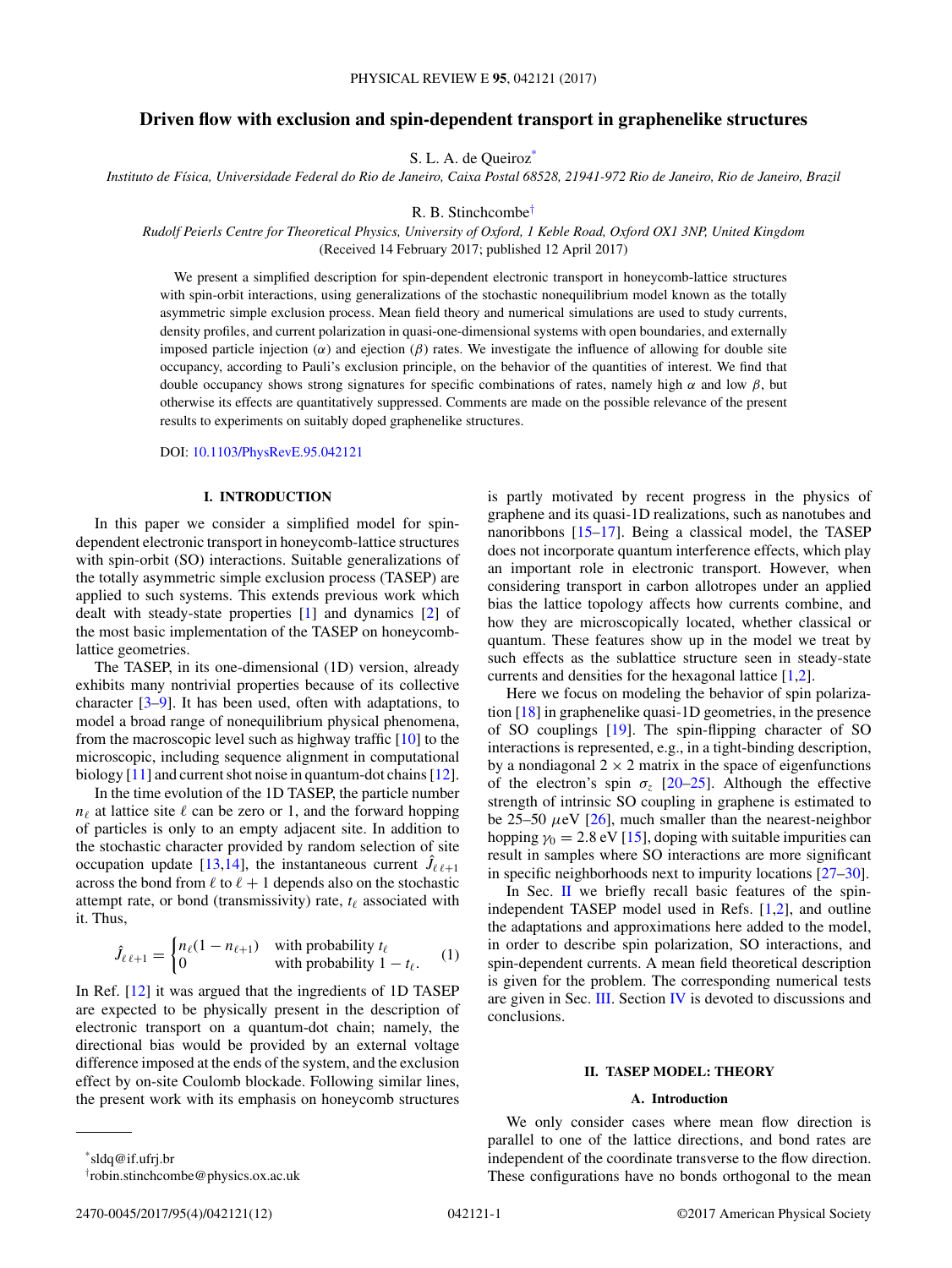# Driven flow with exclusion and spin-dependent transport in graphenelike structures

S. L. A. de Queiroz*

*Instituto de Física, Universidade Federal do Rio de Janeiro, Caixa Postal 68528, 21941-972 Rio de Janeiro, Rio de Janeiro, Brazil*

R. B. Stinchcombe†

*Rudolf Peierls Centre for Theoretical Physics, University of Oxford, 1 Keble Road, Oxford OX1 3NP, United Kingdom*

(Received 14 February 2017; published 12 April 2017)

We present a simplified description for spin-dependent electronic transport in honeycomb-lattice structures with spin-orbit interactions, using generalizations of the stochastic nonequilibrium model known as the totally asymmetric simple exclusion process. Mean field theory and numerical simulations are used to study currents, density profiles, and current polarization in quasi-one-dimensional systems with open boundaries, and externally imposed particle injection ($\alpha$) and ejection ($\beta$) rates. We investigate the influence of allowing for double site occupancy, according to Pauli's exclusion principle, on the behavior of the quantities of interest. We find that double occupancy shows strong signatures for specific combinations of rates, namely high $\alpha$ and low $\beta$, but otherwise its effects are quantitatively suppressed. Comments are made on the possible relevance of the present results to experiments on suitably doped graphenelike structures.

DOI: 10.1103/PhysRevE.95.042121

## I. INTRODUCTION

In this paper we consider a simplified model for spin-dependent electronic transport in honeycomb-lattice structures with spin-orbit (SO) interactions. Suitable generalizations of the totally asymmetric simple exclusion process (TASEP) are applied to such systems. This extends previous work which dealt with steady-state properties [1] and dynamics [2] of the most basic implementation of the TASEP on honeycomb-lattice geometries.

The TASEP, in its one-dimensional (1D) version, already exhibits many nontrivial properties because of its collective character [3–9]. It has been used, often with adaptations, to model a broad range of nonequilibrium physical phenomena, from the macroscopic level such as highway traffic [10] to the microscopic, including sequence alignment in computational biology [11] and current shot noise in quantum-dot chains [12].

In the time evolution of the 1D TASEP, the particle number $n_\ell$ at lattice site $\ell$ can be zero or 1, and the forward hopping of particles is only to an empty adjacent site. In addition to the stochastic character provided by random selection of site occupation update [13,14], the instantaneous current $\hat{J}_{\ell\,\ell+1}$ across the bond from $\ell$ to $\ell+1$ depends also on the stochastic attempt rate, or bond (transmissivity) rate, $t_\ell$ associated with it. Thus,

$$\hat{J}_{\ell\,\ell+1} = \begin{cases} n_\ell(1-n_{\ell+1}) & \text{with probability } t_\ell \\ 0 & \text{with probability } 1-t_\ell. \end{cases} \tag{1}$$

In Ref. [12] it was argued that the ingredients of 1D TASEP are expected to be physically present in the description of electronic transport on a quantum-dot chain; namely, the directional bias would be provided by an external voltage difference imposed at the ends of the system, and the exclusion effect by on-site Coulomb blockade. Following similar lines, the present work with its emphasis on honeycomb structures is partly motivated by recent progress in the physics of graphene and its quasi-1D realizations, such as nanotubes and nanoribbons [15–17]. Being a classical model, the TASEP does not incorporate quantum interference effects, which play an important role in electronic transport. However, when considering transport in carbon allotropes under an applied bias the lattice topology affects how currents combine, and how they are microscopically located, whether classical or quantum. These features show up in the model we treat by such effects as the sublattice structure seen in steady-state currents and densities for the hexagonal lattice [1,2].

Here we focus on modeling the behavior of spin polarization [18] in graphenelike quasi-1D geometries, in the presence of SO couplings [19]. The spin-flipping character of SO interactions is represented, e.g., in a tight-binding description, by a nondiagonal $2\times 2$ matrix in the space of eigenfunctions of the electron's spin $\sigma_z$ [20–25]. Although the effective strength of intrinsic SO coupling in graphene is estimated to be 25–50 $\mu$eV [26], much smaller than the nearest-neighbor hopping $\gamma_0 = 2.8$ eV [15], doping with suitable impurities can result in samples where SO interactions are more significant in specific neighborhoods next to impurity locations [27–30].

In Sec. II we briefly recall basic features of the spin-independent TASEP model used in Refs. [1,2], and outline the adaptations and approximations here added to the model, in order to describe spin polarization, SO interactions, and spin-dependent currents. A mean field theoretical description is given for the problem. The corresponding numerical tests are given in Sec. III. Section IV is devoted to discussions and conclusions.

## II. TASEP MODEL: THEORY

### A. Introduction

We only consider cases where mean flow direction is parallel to one of the lattice directions, and bond rates are independent of the coordinate transverse to the flow direction. These configurations have no bonds orthogonal to the mean

*sldq@if.ufrj.br

†robin.stinchcombe@physics.ox.ac.uk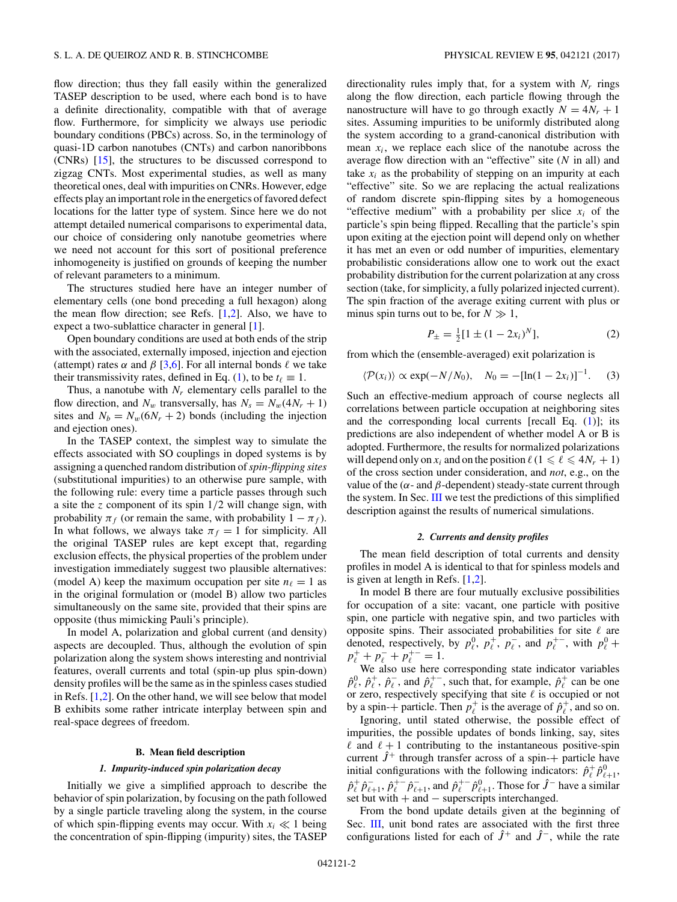flow direction; thus they fall easily within the generalized TASEP description to be used, where each bond is to have a definite directionality, compatible with that of average flow. Furthermore, for simplicity we always use periodic boundary conditions (PBCs) across. So, in the terminology of quasi-1D carbon nanotubes (CNTs) and carbon nanoribbons (CNRs) [15], the structures to be discussed correspond to zigzag CNTs. Most experimental studies, as well as many theoretical ones, deal with impurities on CNRs. However, edge effects play an important role in the energetics of favored defect locations for the latter type of system. Since here we do not attempt detailed numerical comparisons to experimental data, our choice of considering only nanotube geometries where we need not account for this sort of positional preference inhomogeneity is justified on grounds of keeping the number of relevant parameters to a minimum.

The structures studied here have an integer number of elementary cells (one bond preceding a full hexagon) along the mean flow direction; see Refs. [1,2]. Also, we have to expect a two-sublattice character in general [1].

Open boundary conditions are used at both ends of the strip with the associated, externally imposed, injection and ejection (attempt) rates $\alpha$ and $\beta$ [3,6]. For all internal bonds $\ell$ we take their transmissivity rates, defined in Eq. (1), to be $t_\ell \equiv 1$.

Thus, a nanotube with $N_r$ elementary cells parallel to the flow direction, and $N_w$ transversally, has $N_s = N_w(4N_r + 1)$ sites and $N_b = N_w(6N_r + 2)$ bonds (including the injection and ejection ones).

In the TASEP context, the simplest way to simulate the effects associated with SO couplings in doped systems is by assigning a quenched random distribution of *spin-flipping sites* (substitutional impurities) to an otherwise pure sample, with the following rule: every time a particle passes through such a site the $z$ component of its spin 1/2 will change sign, with probability $\pi_f$ (or remain the same, with probability $1 - \pi_f$). In what follows, we always take $\pi_f = 1$ for simplicity. All the original TASEP rules are kept except that, regarding exclusion effects, the physical properties of the problem under investigation immediately suggest two plausible alternatives: (model A) keep the maximum occupation per site $n_\ell = 1$ as in the original formulation or (model B) allow two particles simultaneously on the same site, provided that their spins are opposite (thus mimicking Pauli's principle).

In model A, polarization and global current (and density) aspects are decoupled. Thus, although the evolution of spin polarization along the system shows interesting and nontrivial features, overall currents and total (spin-up plus spin-down) density profiles will be the same as in the spinless cases studied in Refs. [1,2]. On the other hand, we will see below that model B exhibits some rather intricate interplay between spin and real-space degrees of freedom.

### B. Mean field description

#### 1. Impurity-induced spin polarization decay

Initially we give a simplified approach to describe the behavior of spin polarization, by focusing on the path followed by a single particle traveling along the system, in the course of which spin-flipping events may occur. With $x_i \ll 1$ being the concentration of spin-flipping (impurity) sites, the TASEP directionality rules imply that, for a system with $N_r$ rings along the flow direction, each particle flowing through the nanostructure will have to go through exactly $N = 4N_r + 1$ sites. Assuming impurities to be uniformly distributed along the system according to a grand-canonical distribution with mean $x_i$, we replace each slice of the nanotube across the average flow direction with an "effective" site ($N$ in all) and take $x_i$ as the probability of stepping on an impurity at each "effective" site. So we are replacing the actual realizations of random discrete spin-flipping sites by a homogeneous "effective medium" with a probability per slice $x_i$ of the particle's spin being flipped. Recalling that the particle's spin upon exiting at the ejection point will depend only on whether it has met an even or odd number of impurities, elementary probabilistic considerations allow one to work out the exact probability distribution for the current polarization at any cross section (take, for simplicity, a fully polarized injected current). The spin fraction of the average exiting current with plus or minus spin turns out to be, for $N \gg 1$,

$$P_\pm = \tfrac{1}{2}[1 \pm (1 - 2x_i)^N], \tag{2}$$

from which the (ensemble-averaged) exit polarization is

$$\langle \mathcal{P}(x_i) \rangle \propto \exp(-N/N_0), \quad N_0 = -[\ln(1 - 2x_i)]^{-1}. \tag{3}$$

Such an effective-medium approach of course neglects all correlations between particle occupation at neighboring sites and the corresponding local currents [recall Eq. (1)]; its predictions are also independent of whether model A or B is adopted. Furthermore, the results for normalized polarizations will depend only on $x_i$ and on the position $\ell$ ($1 \leqslant \ell \leqslant 4N_r + 1$) of the cross section under consideration, and *not*, e.g., on the value of the ($\alpha$- and $\beta$-dependent) steady-state current through the system. In Sec. III we test the predictions of this simplified description against the results of numerical simulations.

#### 2. Currents and density profiles

The mean field description of total currents and density profiles in model A is identical to that for spinless models and is given at length in Refs. [1,2].

In model B there are four mutually exclusive possibilities for occupation of a site: vacant, one particle with positive spin, one particle with negative spin, and two particles with opposite spins. Their associated probabilities for site $\ell$ are denoted, respectively, by $p_\ell^0$, $p_\ell^+$, $p_\ell^-$, and $p_\ell^{+-}$, with $p_\ell^0 + p_\ell^+ + p_\ell^- + p_\ell^{+-} = 1$.

We also use here corresponding state indicator variables $\hat{p}_\ell^0$, $\hat{p}_\ell^+$, $\hat{p}_\ell^-$, and $\hat{p}_\ell^{+-}$, such that, for example, $\hat{p}_\ell^+$ can be one or zero, respectively specifying that site $\ell$ is occupied or not by a spin-+ particle. Then $p_\ell^+$ is the average of $\hat{p}_\ell^+$, and so on.

Ignoring, until stated otherwise, the possible effect of impurities, the possible updates of bonds linking, say, sites $\ell$ and $\ell + 1$ contributing to the instantaneous positive-spin current $\hat{J}^+$ through transfer across of a spin-+ particle have initial configurations with the following indicators: $\hat{p}_\ell^+ \hat{p}_{\ell+1}^0$, $\hat{p}_\ell^+ \hat{p}_{\ell+1}^-$, $\hat{p}_\ell^{+-} \hat{p}_{\ell+1}^-$, and $\hat{p}_\ell^{+-} \hat{p}_{\ell+1}^0$. Those for $\hat{J}^-$ have a similar set but with + and − superscripts interchanged.

From the bond update details given at the beginning of Sec. III, unit bond rates are associated with the first three configurations listed for each of $\hat{J}^+$ and $\hat{J}^-$, while the rate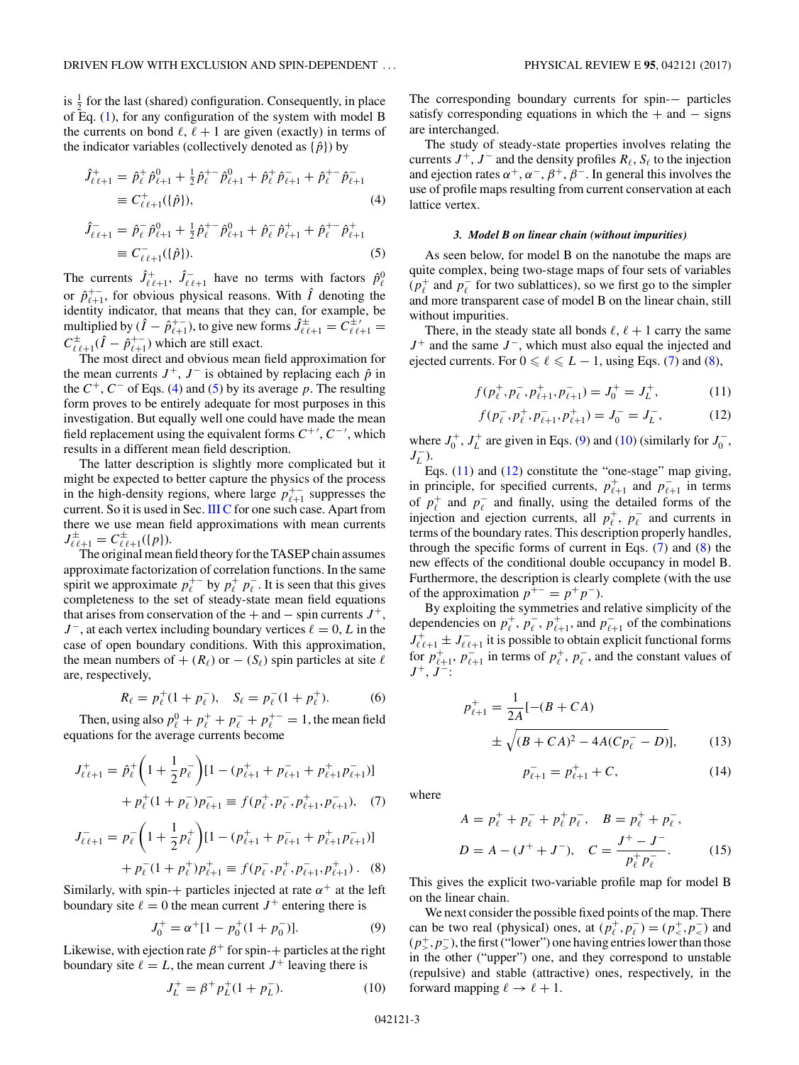is $\frac{1}{2}$ for the last (shared) configuration. Consequently, in place of Eq. (1), for any configuration of the system with model B the currents on bond $\ell$, $\ell+1$ are given (exactly) in terms of the indicator variables (collectively denoted as $\{\hat{p}\}$) by

$$\hat{J}^+_{\ell\,\ell+1} = \hat{p}^+_\ell \hat{p}^0_{\ell+1} + \tfrac{1}{2}\hat{p}^{+-}_\ell \hat{p}^0_{\ell+1} + \hat{p}^+_\ell \hat{p}^-_{\ell+1} + \hat{p}^{+-}_\ell \hat{p}^-_{\ell+1} \equiv C^+_{\ell\,\ell+1}(\{\hat{p}\}), \tag{4}$$

$$\hat{J}^-_{\ell\,\ell+1} = \hat{p}^-_\ell \hat{p}^0_{\ell+1} + \tfrac{1}{2}\hat{p}^{+-}_\ell \hat{p}^0_{\ell+1} + \hat{p}^-_\ell \hat{p}^+_{\ell+1} + \hat{p}^{+-}_\ell \hat{p}^+_{\ell+1} \equiv C^-_{\ell\,\ell+1}(\{\hat{p}\}). \tag{5}$$

The currents $\hat{J}^+_{\ell\,\ell+1}$, $\hat{J}^-_{\ell\,\ell+1}$ have no terms with factors $\hat{p}^0_\ell$ or $\hat{p}^{+-}_{\ell+1}$, for obvious physical reasons. With $\hat{I}$ denoting the identity indicator, that means that they can, for example, be multiplied by $(\hat{I} - \hat{p}^{+-}_{\ell+1})$, to give new forms $\hat{J}^\pm_{\ell\,\ell+1} = C^{\pm\prime}_{\ell\,\ell+1} = C^\pm_{\ell\,\ell+1}(\hat{I} - \hat{p}^{+-}_{\ell+1})$ which are still exact.

The most direct and obvious mean field approximation for the mean currents $J^+$, $J^-$ is obtained by replacing each $\hat{p}$ in the $C^+$, $C^-$ of Eqs. (4) and (5) by its average $p$. The resulting form proves to be entirely adequate for most purposes in this investigation. But equally well one could have made the mean field replacement using the equivalent forms $C^{+\prime}$, $C^{-\prime}$, which results in a different mean field description.

The latter description is slightly more complicated but it might be expected to better capture the physics of the process in the high-density regions, where large $p^{+-}_{\ell+1}$ suppresses the current. So it is used in Sec. III C for one such case. Apart from there we use mean field approximations with mean currents $J^\pm_{\ell\,\ell+1} = C^\pm_{\ell\,\ell+1}(\{p\})$.

The original mean field theory for the TASEP chain assumes approximate factorization of correlation functions. In the same spirit we approximate $p^{+-}_\ell$ by $p^+_\ell\, p^-_\ell$. It is seen that this gives completeness to the set of steady-state mean field equations that arises from conservation of the + and − spin currents $J^+$, $J^-$, at each vertex including boundary vertices $\ell = 0, L$ in the case of open boundary conditions. With this approximation, the mean numbers of + $(R_\ell)$ or − $(S_\ell)$ spin particles at site $\ell$ are, respectively,

$$R_\ell = p^+_\ell(1 + p^-_\ell), \quad S_\ell = p^-_\ell(1 + p^+_\ell). \tag{6}$$

Then, using also $p^0_\ell + p^+_\ell + p^-_\ell + p^{+-}_\ell = 1$, the mean field equations for the average currents become

$$J^+_{\ell\,\ell+1} = \hat{p}^+_\ell\left(1 + \frac{1}{2}p^-_\ell\right)[1 - (p^+_{\ell+1} + p^-_{\ell+1} + p^+_{\ell+1}p^-_{\ell+1})] + p^+_\ell(1 + p^-_\ell)p^-_{\ell+1} \equiv f(p^+_\ell, p^-_\ell, p^+_{\ell+1}, p^-_{\ell+1}), \tag{7}$$

$$J^-_{\ell\,\ell+1} = p^-_\ell\left(1 + \frac{1}{2}p^+_\ell\right)[1 - (p^+_{\ell+1} + p^-_{\ell+1} + p^+_{\ell+1}p^-_{\ell+1})] + p^-_\ell(1 + p^+_\ell)p^+_{\ell+1} \equiv f(p^-_\ell, p^+_\ell, p^-_{\ell+1}, p^+_{\ell+1}). \tag{8}$$

Similarly, with spin-+ particles injected at rate $\alpha^+$ at the left boundary site $\ell = 0$ the mean current $J^+$ entering there is

$$J^+_0 = \alpha^+[1 - p^+_0(1 + p^-_0)]. \tag{9}$$

Likewise, with ejection rate $\beta^+$ for spin-+ particles at the right boundary site $\ell = L$, the mean current $J^+$ leaving there is

$$J^+_L = \beta^+ p^+_L(1 + p^-_L). \tag{10}$$

The corresponding boundary currents for spin-− particles satisfy corresponding equations in which the + and − signs are interchanged.

The study of steady-state properties involves relating the currents $J^+$, $J^-$ and the density profiles $R_\ell$, $S_\ell$ to the injection and ejection rates $\alpha^+$, $\alpha^-$, $\beta^+$, $\beta^-$. In general this involves the use of profile maps resulting from current conservation at each lattice vertex.

#### *3. Model B on linear chain (without impurities)*

As seen below, for model B on the nanotube the maps are quite complex, being two-stage maps of four sets of variables ($p^+_\ell$ and $p^-_\ell$ for two sublattices), so we first go to the simpler and more transparent case of model B on the linear chain, still without impurities.

There, in the steady state all bonds $\ell$, $\ell+1$ carry the same $J^+$ and the same $J^-$, which must also equal the injected and ejected currents. For $0 \leqslant \ell \leqslant L-1$, using Eqs. (7) and (8),

$$f(p^+_\ell, p^-_\ell, p^+_{\ell+1}, p^-_{\ell+1}) = J^+_0 = J^+_L, \tag{11}$$

$$f(p^-_\ell, p^+_\ell, p^-_{\ell+1}, p^+_{\ell+1}) = J^-_0 = J^-_L, \tag{12}$$

where $J^+_0$, $J^+_L$ are given in Eqs. (9) and (10) (similarly for $J^-_0$, $J^-_L$).

Eqs. (11) and (12) constitute the "one-stage" map giving, in principle, for specified currents, $p^+_{\ell+1}$ and $p^-_{\ell+1}$ in terms of $p^+_\ell$ and $p^-_\ell$ and finally, using the detailed forms of the injection and ejection currents, all $p^+_\ell$, $p^-_\ell$ and currents in terms of the boundary rates. This description properly handles, through the specific forms of current in Eqs. (7) and (8) the new effects of the conditional double occupancy in model B. Furthermore, the description is clearly complete (with the use of the approximation $p^{+-} = p^+p^-$).

By exploiting the symmetries and relative simplicity of the dependencies on $p^+_\ell$, $p^-_\ell$, $p^+_{\ell+1}$, and $p^-_{\ell+1}$ of the combinations $J^+_{\ell\,\ell+1} \pm J^-_{\ell\,\ell+1}$ it is possible to obtain explicit functional forms for $p^+_{\ell+1}$, $p^-_{\ell+1}$ in terms of $p^+_\ell$, $p^-_\ell$, and the constant values of $J^+$, $J^-$:

$$p^+_{\ell+1} = \frac{1}{2A}\left[-(B + CA) \pm \sqrt{(B + CA)^2 - 4A(Cp^-_\ell - D)}\right], \tag{13}$$

$$p^-_{\ell+1} = p^+_{\ell+1} + C, \tag{14}$$

where

$$A = p^+_\ell + p^-_\ell + p^+_\ell p^-_\ell, \quad B = p^+_\ell + p^-_\ell,$$
$$D = A - (J^+ + J^-), \quad C = \frac{J^+ - J^-}{p^+_\ell p^-_\ell}. \tag{15}$$

This gives the explicit two-variable profile map for model B on the linear chain.

We next consider the possible fixed points of the map. There can be two real (physical) ones, at $(p^+_\ell, p^-_\ell) = (p^+_<, p^-_<)$ and $(p^+_>, p^-_>)$, the first ("lower") one having entries lower than those in the other ("upper") one, and they correspond to unstable (repulsive) and stable (attractive) ones, respectively, in the forward mapping $\ell \to \ell + 1$.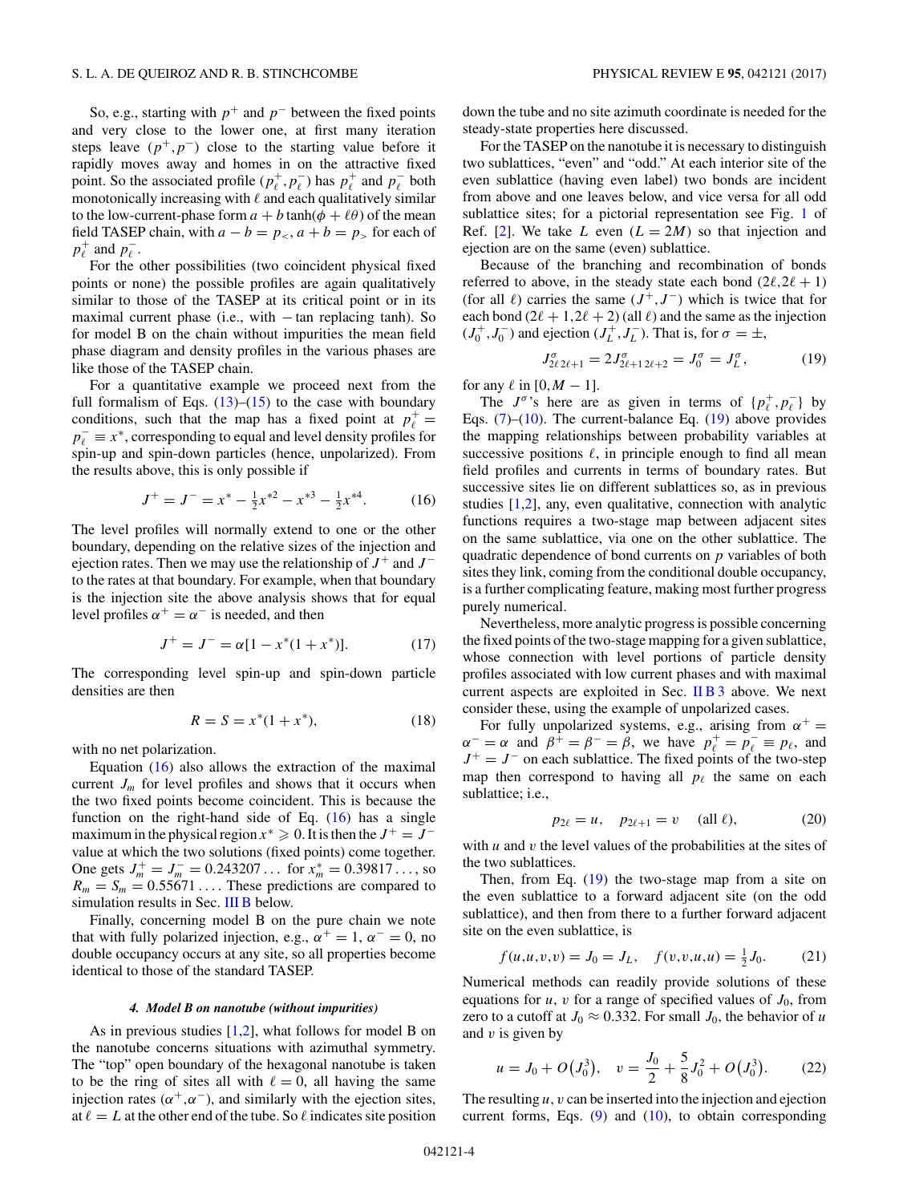So, e.g., starting with $p^+$ and $p^-$ between the fixed points and very close to the lower one, at first many iteration steps leave $(p^+,p^-)$ close to the starting value before it rapidly moves away and homes in on the attractive fixed point. So the associated profile $(p_\ell^+,p_\ell^-)$ has $p_\ell^+$ and $p_\ell^-$ both monotonically increasing with $\ell$ and each qualitatively similar to the low-current-phase form $a + b\tanh(\phi + \ell\theta)$ of the mean field TASEP chain, with $a - b = p_<, a + b = p_>$ for each of $p_\ell^+$ and $p_\ell^-$.

For the other possibilities (two coincident physical fixed points or none) the possible profiles are again qualitatively similar to those of the TASEP at its critical point or in its maximal current phase (i.e., with $-\tan$ replacing tanh). So for model B on the chain without impurities the mean field phase diagram and density profiles in the various phases are like those of the TASEP chain.

For a quantitative example we proceed next from the full formalism of Eqs. (13)–(15) to the case with boundary conditions, such that the map has a fixed point at $p_\ell^+ = p_\ell^- \equiv x^*$, corresponding to equal and level density profiles for spin-up and spin-down particles (hence, unpolarized). From the results above, this is only possible if

$$J^+ = J^- = x^* - \tfrac{1}{2}x^{*2} - x^{*3} - \tfrac{1}{2}x^{*4}. \tag{16}$$

The level profiles will normally extend to one or the other boundary, depending on the relative sizes of the injection and ejection rates. Then we may use the relationship of $J^+$ and $J^-$ to the rates at that boundary. For example, when that boundary is the injection site the above analysis shows that for equal level profiles $\alpha^+ = \alpha^-$ is needed, and then

$$J^+ = J^- = \alpha[1 - x^*(1 + x^*)]. \tag{17}$$

The corresponding level spin-up and spin-down particle densities are then

$$R = S = x^*(1 + x^*), \tag{18}$$

with no net polarization.

Equation (16) also allows the extraction of the maximal current $J_m$ for level profiles and shows that it occurs when the two fixed points become coincident. This is because the function on the right-hand side of Eq. (16) has a single maximum in the physical region $x^* \geqslant 0$. It is then the $J^+ = J^-$ value at which the two solutions (fixed points) come together. One gets $J_m^+ = J_m^- = 0.243207\ldots$ for $x_m^* = 0.39817\ldots$, so $R_m = S_m = 0.55671\ldots$. These predictions are compared to simulation results in Sec. III B below.

Finally, concerning model B on the pure chain we note that with fully polarized injection, e.g., $\alpha^+ = 1$, $\alpha^- = 0$, no double occupancy occurs at any site, so all properties become identical to those of the standard TASEP.

#### *4. Model B on nanotube (without impurities)*

As in previous studies [1,2], what follows for model B on the nanotube concerns situations with azimuthal symmetry. The "top" open boundary of the hexagonal nanotube is taken to be the ring of sites all with $\ell = 0$, all having the same injection rates $(\alpha^+,\alpha^-)$, and similarly with the ejection sites, at $\ell = L$ at the other end of the tube. So $\ell$ indicates site position down the tube and no site azimuth coordinate is needed for the steady-state properties here discussed.

For the TASEP on the nanotube it is necessary to distinguish two sublattices, "even" and "odd." At each interior site of the even sublattice (having even label) two bonds are incident from above and one leaves below, and vice versa for all odd sublattice sites; for a pictorial representation see Fig. 1 of Ref. [2]. We take $L$ even $(L = 2M)$ so that injection and ejection are on the same (even) sublattice.

Because of the branching and recombination of bonds referred to above, in the steady state each bond $(2\ell,2\ell+1)$ (for all $\ell$) carries the same $(J^+,J^-)$ which is twice that for each bond $(2\ell+1,2\ell+2)$ (all $\ell$) and the same as the injection $(J_0^+,J_0^-)$ and ejection $(J_L^+,J_L^-)$. That is, for $\sigma = \pm$,

$$J^\sigma_{2\ell\,2\ell+1} = 2J^\sigma_{2\ell+1\,2\ell+2} = J_0^\sigma = J_L^\sigma, \tag{19}$$

for any $\ell$ in $[0,M-1]$.

The $J^\sigma$'s here are as given in terms of $\{p_\ell^+,p_\ell^-\}$ by Eqs. (7)–(10). The current-balance Eq. (19) above provides the mapping relationships between probability variables at successive positions $\ell$, in principle enough to find all mean field profiles and currents in terms of boundary rates. But successive sites lie on different sublattices so, as in previous studies [1,2], any, even qualitative, connection with analytic functions requires a two-stage map between adjacent sites on the same sublattice, via one on the other sublattice. The quadratic dependence of bond currents on $p$ variables of both sites they link, coming from the conditional double occupancy, is a further complicating feature, making most further progress purely numerical.

Nevertheless, more analytic progress is possible concerning the fixed points of the two-stage mapping for a given sublattice, whose connection with level portions of particle density profiles associated with low current phases and with maximal current aspects are exploited in Sec. II B 3 above. We next consider these, using the example of unpolarized cases.

For fully unpolarized systems, e.g., arising from $\alpha^+ = \alpha^- = \alpha$ and $\beta^+ = \beta^- = \beta$, we have $p_\ell^+ = p_\ell^- \equiv p_\ell$, and $J^+ = J^-$ on each sublattice. The fixed points of the two-step map then correspond to having all $p_\ell$ the same on each sublattice; i.e.,

$$p_{2\ell} = u, \quad p_{2\ell+1} = v \quad (\text{all } \ell), \tag{20}$$

with $u$ and $v$ the level values of the probabilities at the sites of the two sublattices.

Then, from Eq. (19) the two-stage map from a site on the even sublattice to a forward adjacent site (on the odd sublattice), and then from there to a further forward adjacent site on the even sublattice, is

$$f(u,u,v,v) = J_0 = J_L, \quad f(v,v,u,u) = \tfrac{1}{2}J_0. \tag{21}$$

Numerical methods can readily provide solutions of these equations for $u$, $v$ for a range of specified values of $J_0$, from zero to a cutoff at $J_0 \approx 0.332$. For small $J_0$, the behavior of $u$ and $v$ is given by

$$u = J_0 + O\left(J_0^3\right), \quad v = \frac{J_0}{2} + \frac{5}{8}J_0^2 + O\left(J_0^3\right). \tag{22}$$

The resulting $u, v$ can be inserted into the injection and ejection current forms, Eqs. (9) and (10), to obtain corresponding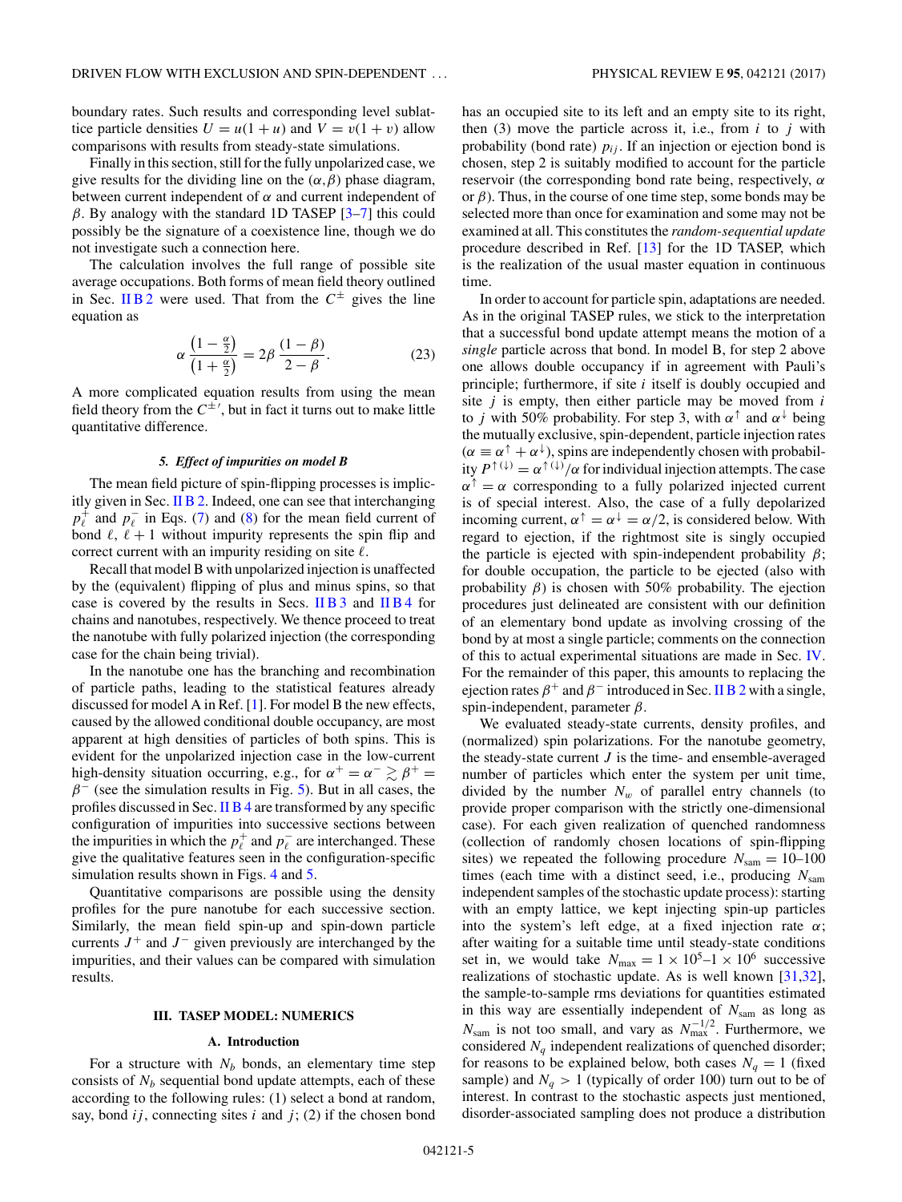boundary rates. Such results and corresponding level sublattice particle densities $U = u(1+u)$ and $V = v(1+v)$ allow comparisons with results from steady-state simulations.

Finally in this section, still for the fully unpolarized case, we give results for the dividing line on the $(\alpha,\beta)$ phase diagram, between current independent of $\alpha$ and current independent of $\beta$. By analogy with the standard 1D TASEP [3–7] this could possibly be the signature of a coexistence line, though we do not investigate such a connection here.

The calculation involves the full range of possible site average occupations. Both forms of mean field theory outlined in Sec. II B 2 were used. That from the $C^{\pm}$ gives the line equation as

$$\alpha\,\frac{\left(1-\frac{\alpha}{2}\right)}{\left(1+\frac{\alpha}{2}\right)} = 2\beta\,\frac{(1-\beta)}{2-\beta}. \tag{23}$$

A more complicated equation results from using the mean field theory from the $C^{\pm\prime}$, but in fact it turns out to make little quantitative difference.

#### 5. Effect of impurities on model B

The mean field picture of spin-flipping processes is implicitly given in Sec. II B 2. Indeed, one can see that interchanging $p_\ell^+$ and $p_\ell^-$ in Eqs. (7) and (8) for the mean field current of bond $\ell,\,\ell+1$ without impurity represents the spin flip and correct current with an impurity residing on site $\ell$.

Recall that model B with unpolarized injection is unaffected by the (equivalent) flipping of plus and minus spins, so that case is covered by the results in Secs. II B 3 and II B 4 for chains and nanotubes, respectively. We thence proceed to treat the nanotube with fully polarized injection (the corresponding case for the chain being trivial).

In the nanotube one has the branching and recombination of particle paths, leading to the statistical features already discussed for model A in Ref. [1]. For model B the new effects, caused by the allowed conditional double occupancy, are most apparent at high densities of particles of both spins. This is evident for the unpolarized injection case in the low-current high-density situation occurring, e.g., for $\alpha^+ = \alpha^- \gtrsim \beta^+ = \beta^-$ (see the simulation results in Fig. 5). But in all cases, the profiles discussed in Sec. II B 4 are transformed by any specific configuration of impurities into successive sections between the impurities in which the $p_\ell^+$ and $p_\ell^-$ are interchanged. These give the qualitative features seen in the configuration-specific simulation results shown in Figs. 4 and 5.

Quantitative comparisons are possible using the density profiles for the pure nanotube for each successive section. Similarly, the mean field spin-up and spin-down particle currents $J^+$ and $J^-$ given previously are interchanged by the impurities, and their values can be compared with simulation results.

## III. TASEP MODEL: NUMERICS

### A. Introduction

For a structure with $N_b$ bonds, an elementary time step consists of $N_b$ sequential bond update attempts, each of these according to the following rules: (1) select a bond at random, say, bond $ij$, connecting sites $i$ and $j$; (2) if the chosen bond has an occupied site to its left and an empty site to its right, then (3) move the particle across it, i.e., from $i$ to $j$ with probability (bond rate) $p_{ij}$. If an injection or ejection bond is chosen, step 2 is suitably modified to account for the particle reservoir (the corresponding bond rate being, respectively, $\alpha$ or $\beta$). Thus, in the course of one time step, some bonds may be selected more than once for examination and some may not be examined at all. This constitutes the *random-sequential update* procedure described in Ref. [13] for the 1D TASEP, which is the realization of the usual master equation in continuous time.

In order to account for particle spin, adaptations are needed. As in the original TASEP rules, we stick to the interpretation that a successful bond update attempt means the motion of a *single* particle across that bond. In model B, for step 2 above one allows double occupancy if in agreement with Pauli's principle; furthermore, if site $i$ itself is doubly occupied and site $j$ is empty, then either particle may be moved from $i$ to $j$ with 50% probability. For step 3, with $\alpha^\uparrow$ and $\alpha^\downarrow$ being the mutually exclusive, spin-dependent, particle injection rates ($\alpha \equiv \alpha^\uparrow + \alpha^\downarrow$), spins are independently chosen with probability $P^{\uparrow(\downarrow)} = \alpha^{\uparrow(\downarrow)}/\alpha$ for individual injection attempts. The case $\alpha^\uparrow = \alpha$ corresponding to a fully polarized injected current is of special interest. Also, the case of a fully depolarized incoming current, $\alpha^\uparrow = \alpha^\downarrow = \alpha/2$, is considered below. With regard to ejection, if the rightmost site is singly occupied the particle is ejected with spin-independent probability $\beta$; for double occupation, the particle to be ejected (also with probability $\beta$) is chosen with 50% probability. The ejection procedures just delineated are consistent with our definition of an elementary bond update as involving crossing of the bond by at most a single particle; comments on the connection of this to actual experimental situations are made in Sec. IV. For the remainder of this paper, this amounts to replacing the ejection rates $\beta^+$ and $\beta^-$ introduced in Sec. II B 2 with a single, spin-independent, parameter $\beta$.

We evaluated steady-state currents, density profiles, and (normalized) spin polarizations. For the nanotube geometry, the steady-state current $J$ is the time- and ensemble-averaged number of particles which enter the system per unit time, divided by the number $N_w$ of parallel entry channels (to provide proper comparison with the strictly one-dimensional case). For each given realization of quenched randomness (collection of randomly chosen locations of spin-flipping sites) we repeated the following procedure $N_{\rm sam} = 10$–$100$ times (each time with a distinct seed, i.e., producing $N_{\rm sam}$ independent samples of the stochastic update process): starting with an empty lattice, we kept injecting spin-up particles into the system's left edge, at a fixed injection rate $\alpha$; after waiting for a suitable time until steady-state conditions set in, we would take $N_{\rm max} = 1\times10^5$–$1\times10^6$ successive realizations of stochastic update. As is well known [31,32], the sample-to-sample rms deviations for quantities estimated in this way are essentially independent of $N_{\rm sam}$ as long as $N_{\rm sam}$ is not too small, and vary as $N_{\rm max}^{-1/2}$. Furthermore, we considered $N_q$ independent realizations of quenched disorder; for reasons to be explained below, both cases $N_q = 1$ (fixed sample) and $N_q > 1$ (typically of order 100) turn out to be of interest. In contrast to the stochastic aspects just mentioned, disorder-associated sampling does not produce a distribution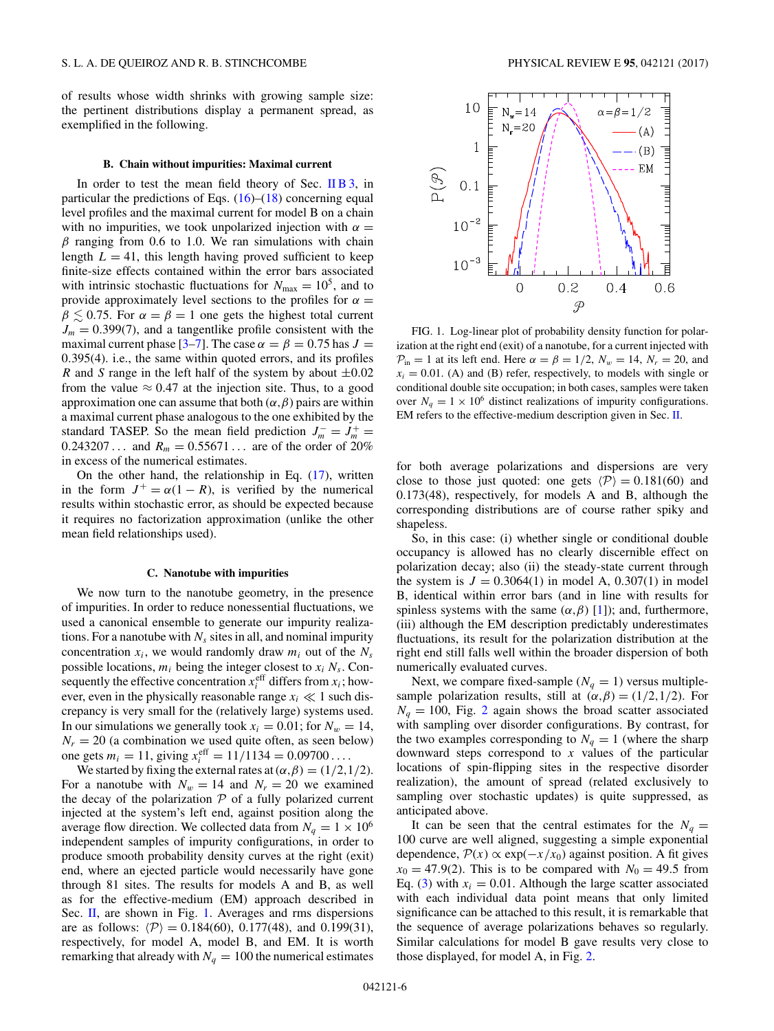of results whose width shrinks with growing sample size: the pertinent distributions display a permanent spread, as exemplified in the following.

### B. Chain without impurities: Maximal current

In order to test the mean field theory of Sec. II B 3, in particular the predictions of Eqs. (16)–(18) concerning equal level profiles and the maximal current for model B on a chain with no impurities, we took unpolarized injection with $\alpha = \beta$ ranging from 0.6 to 1.0. We ran simulations with chain length $L = 41$, this length having proved sufficient to keep finite-size effects contained within the error bars associated with intrinsic stochastic fluctuations for $N_{\rm max} = 10^5$, and to provide approximately level sections to the profiles for $\alpha = \beta \lesssim 0.75$. For $\alpha = \beta = 1$ one gets the highest total current $J_m = 0.399(7)$, and a tangentlike profile consistent with the maximal current phase [3–7]. The case $\alpha = \beta = 0.75$ has $J = 0.395(4)$. i.e., the same within quoted errors, and its profiles $R$ and $S$ range in the left half of the system by about $\pm 0.02$ from the value $\approx 0.47$ at the injection site. Thus, to a good approximation one can assume that both $(\alpha,\beta)$ pairs are within a maximal current phase analogous to the one exhibited by the standard TASEP. So the mean field prediction $J_m^- = J_m^+ = 0.243207\ldots$ and $R_m = 0.55671\ldots$ are of the order of 20% in excess of the numerical estimates.

On the other hand, the relationship in Eq. (17), written in the form $J^+ = \alpha(1-R)$, is verified by the numerical results within stochastic error, as should be expected because it requires no factorization approximation (unlike the other mean field relationships used).

### C. Nanotube with impurities

We now turn to the nanotube geometry, in the presence of impurities. In order to reduce nonessential fluctuations, we used a canonical ensemble to generate our impurity realizations. For a nanotube with $N_s$ sites in all, and nominal impurity concentration $x_i$, we would randomly draw $m_i$ out of the $N_s$ possible locations, $m_i$ being the integer closest to $x_i\, N_s$. Consequently the effective concentration $x_i^{\rm eff}$ differs from $x_i$; however, even in the physically reasonable range $x_i \ll 1$ such discrepancy is very small for the (relatively large) systems used. In our simulations we generally took $x_i = 0.01$; for $N_w = 14$, $N_r = 20$ (a combination we used quite often, as seen below) one gets $m_i = 11$, giving $x_i^{\rm eff} = 11/1134 = 0.09700\ldots$.

We started by fixing the external rates at $(\alpha,\beta) = (1/2,1/2)$. For a nanotube with $N_w = 14$ and $N_r = 20$ we examined the decay of the polarization $\mathcal{P}$ of a fully polarized current injected at the system's left end, against position along the average flow direction. We collected data from $N_q = 1\times 10^6$ independent samples of impurity configurations, in order to produce smooth probability density curves at the right (exit) end, where an ejected particle would necessarily have gone through 81 sites. The results for models A and B, as well as for the effective-medium (EM) approach described in Sec. II, are shown in Fig. 1. Averages and rms dispersions are as follows: $\langle \mathcal{P}\rangle = 0.184(60)$, 0.177(48), and 0.199(31), respectively, for model A, model B, and EM. It is worth remarking that already with $N_q = 100$ the numerical estimates for both average polarizations and dispersions are very close to those just quoted: one gets $\langle \mathcal{P}\rangle = 0.181(60)$ and 0.173(48), respectively, for models A and B, although the corresponding distributions are of course rather spiky and shapeless.

FIG. 1. Log-linear plot of probability density function for polarization at the right end (exit) of a nanotube, for a current injected with $\mathcal{P}_{\rm in} = 1$ at its left end. Here $\alpha = \beta = 1/2$, $N_w = 14$, $N_r = 20$, and $x_i = 0.01$. (A) and (B) refer, respectively, to models with single or conditional double site occupation; in both cases, samples were taken over $N_q = 1\times 10^6$ distinct realizations of impurity configurations. EM refers to the effective-medium description given in Sec. II.

So, in this case: (i) whether single or conditional double occupancy is allowed has no clearly discernible effect on polarization decay; also (ii) the steady-state current through the system is $J = 0.3064(1)$ in model A, 0.307(1) in model B, identical within error bars (and in line with results for spinless systems with the same $(\alpha,\beta)$ [1]); and, furthermore, (iii) although the EM description predictably underestimates fluctuations, its result for the polarization distribution at the right end still falls well within the broader dispersion of both numerically evaluated curves.

Next, we compare fixed-sample ($N_q = 1$) versus multiple-sample polarization results, still at $(\alpha,\beta) = (1/2,1/2)$. For $N_q = 100$, Fig. 2 again shows the broad scatter associated with sampling over disorder configurations. By contrast, for the two examples corresponding to $N_q = 1$ (where the sharp downward steps correspond to $x$ values of the particular locations of spin-flipping sites in the respective disorder realization), the amount of spread (related exclusively to sampling over stochastic updates) is quite suppressed, as anticipated above.

It can be seen that the central estimates for the $N_q = 100$ curve are well aligned, suggesting a simple exponential dependence, $\mathcal{P}(x) \propto \exp(-x/x_0)$ against position. A fit gives $x_0 = 47.9(2)$. This is to be compared with $N_0 = 49.5$ from Eq. (3) with $x_i = 0.01$. Although the large scatter associated with each individual data point means that only limited significance can be attached to this result, it is remarkable that the sequence of average polarizations behaves so regularly. Similar calculations for model B gave results very close to those displayed, for model A, in Fig. 2.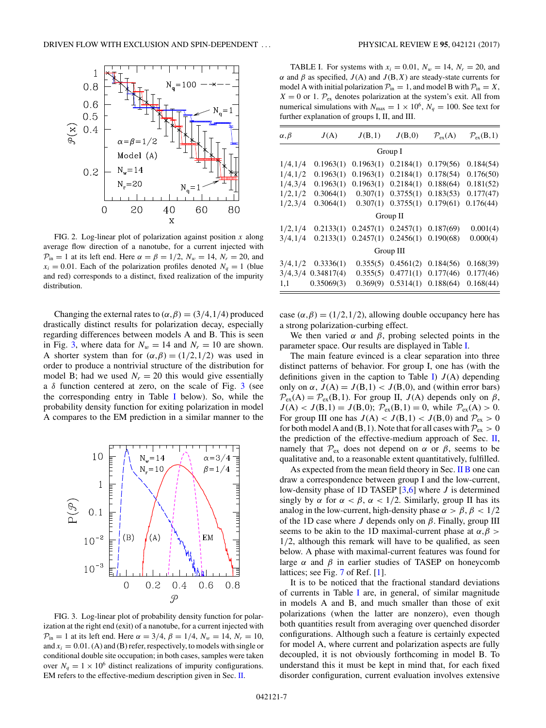FIG. 2. Log-linear plot of polarization against position $x$ along average flow direction of a nanotube, for a current injected with $\mathcal{P}_{\rm in} = 1$ at its left end. Here $\alpha = \beta = 1/2$, $N_w = 14$, $N_r = 20$, and $x_i = 0.01$. Each of the polarization profiles denoted $N_q = 1$ (blue and red) corresponds to a distinct, fixed realization of the impurity distribution.

Changing the external rates to $(\alpha,\beta) = (3/4, 1/4)$ produced drastically distinct results for polarization decay, especially regarding differences between models A and B. This is seen in Fig. 3, where data for $N_w = 14$ and $N_r = 10$ are shown. A shorter system than for $(\alpha,\beta) = (1/2, 1/2)$ was used in order to produce a nontrivial structure of the distribution for model B; had we used $N_r = 20$ this would give essentially a $\delta$ function centered at zero, on the scale of Fig. 3 (see the corresponding entry in Table I below). So, while the probability density function for exiting polarization in model A compares to the EM prediction in a similar manner to the case $(\alpha,\beta) = (1/2, 1/2)$, allowing double occupancy here has a strong polarization-curbing effect.

FIG. 3. Log-linear plot of probability density function for polarization at the right end (exit) of a nanotube, for a current injected with $\mathcal{P}_{\rm in} = 1$ at its left end. Here $\alpha = 3/4$, $\beta = 1/4$, $N_w = 14$, $N_r = 10$, and $x_i = 0.01$. (A) and (B) refer, respectively, to models with single or conditional double site occupation; in both cases, samples were taken over $N_q = 1 \times 10^6$ distinct realizations of impurity configurations. EM refers to the effective-medium description given in Sec. II.

TABLE I. For systems with $x_i = 0.01$, $N_w = 14$, $N_r = 20$, and $\alpha$ and $\beta$ as specified, $J(\mathrm{A})$ and $J(\mathrm{B},X)$ are steady-state currents for model A with initial polarization $\mathcal{P}_{\rm in} = 1$, and model B with $\mathcal{P}_{\rm in} = X$, $X = 0$ or 1. $\mathcal{P}_{\rm ex}$ denotes polarization at the system's exit. All from numerical simulations with $N_{\rm max} = 1 \times 10^6$, $N_q = 100$. See text for further explanation of groups I, II, and III.

| $\alpha,\beta$ | $J(\mathrm{A})$ | $J(\mathrm{B},1)$ | $J(\mathrm{B},0)$ | $\mathcal{P}_{\rm ex}(\mathrm{A})$ | $\mathcal{P}_{\rm ex}(\mathrm{B},1)$ |
|---|---|---|---|---|---|
| Group I | | | | | |
| 1/4,1/4 | 0.1963(1) | 0.1963(1) | 0.2184(1) | 0.179(56) | 0.184(54) |
| 1/4,1/2 | 0.1963(1) | 0.1963(1) | 0.2184(1) | 0.178(54) | 0.176(50) |
| 1/4,3/4 | 0.1963(1) | 0.1963(1) | 0.2184(1) | 0.188(64) | 0.181(52) |
| 1/2,1/2 | 0.3064(1) | 0.307(1) | 0.3755(1) | 0.183(53) | 0.177(47) |
| 1/2,3/4 | 0.3064(1) | 0.307(1) | 0.3755(1) | 0.179(61) | 0.176(44) |
| Group II | | | | | |
| 1/2,1/4 | 0.2133(1) | 0.2457(1) | 0.2457(1) | 0.187(69) | 0.001(4) |
| 3/4,1/4 | 0.2133(1) | 0.2457(1) | 0.2456(1) | 0.190(68) | 0.000(4) |
| Group III | | | | | |
| 3/4,1/2 | 0.3336(1) | 0.355(5) | 0.4561(2) | 0.184(56) | 0.168(39) |
| 3/4,3/4 | 0.34817(4) | 0.355(5) | 0.4771(1) | 0.177(46) | 0.177(46) |
| 1,1 | 0.35069(3) | 0.369(9) | 0.5314(1) | 0.188(64) | 0.168(44) |

We then varied $\alpha$ and $\beta$, probing selected points in the parameter space. Our results are displayed in Table I.

The main feature evinced is a clear separation into three distinct patterns of behavior. For group I, one has (with the definitions given in the caption to Table I) $J(\mathrm{A})$ depending only on $\alpha$, $J(\mathrm{A}) = J(\mathrm{B},1) < J(\mathrm{B},0)$, and (within error bars) $\mathcal{P}_{\rm ex}(\mathrm{A}) = \mathcal{P}_{\rm ex}(\mathrm{B},1)$. For group II, $J(\mathrm{A})$ depends only on $\beta$, $J(\mathrm{A}) < J(\mathrm{B},1) = J(\mathrm{B},0)$; $\mathcal{P}_{\rm ex}(\mathrm{B},1) = 0$, while $\mathcal{P}_{\rm ex}(\mathrm{A}) > 0$. For group III one has $J(\mathrm{A}) < J(\mathrm{B},1) < J(\mathrm{B},0)$ and $\mathcal{P}_{\rm ex} > 0$ for both model A and (B,1). Note that for all cases with $\mathcal{P}_{\rm ex} > 0$ the prediction of the effective-medium approach of Sec. II, namely that $\mathcal{P}_{\rm ex}$ does not depend on $\alpha$ or $\beta$, seems to be qualitative and, to a reasonable extent quantitatively, fulfilled.

As expected from the mean field theory in Sec. II B one can draw a correspondence between group I and the low-current, low-density phase of 1D TASEP [3,6] where $J$ is determined singly by $\alpha$ for $\alpha < \beta$, $\alpha < 1/2$. Similarly, group II has its analog in the low-current, high-density phase $\alpha > \beta$, $\beta < 1/2$ of the 1D case where $J$ depends only on $\beta$. Finally, group III seems to be akin to the 1D maximal-current phase at $\alpha,\beta > 1/2$, although this remark will have to be qualified, as seen below. A phase with maximal-current features was found for large $\alpha$ and $\beta$ in earlier studies of TASEP on honeycomb lattices; see Fig. 7 of Ref. [1].

It is to be noticed that the fractional standard deviations of currents in Table I are, in general, of similar magnitude in models A and B, and much smaller than those of exit polarizations (when the latter are nonzero), even though both quantities result from averaging over quenched disorder configurations. Although such a feature is certainly expected for model A, where current and polarization aspects are fully decoupled, it is not obviously forthcoming in model B. To understand this it must be kept in mind that, for each fixed disorder configuration, current evaluation involves extensive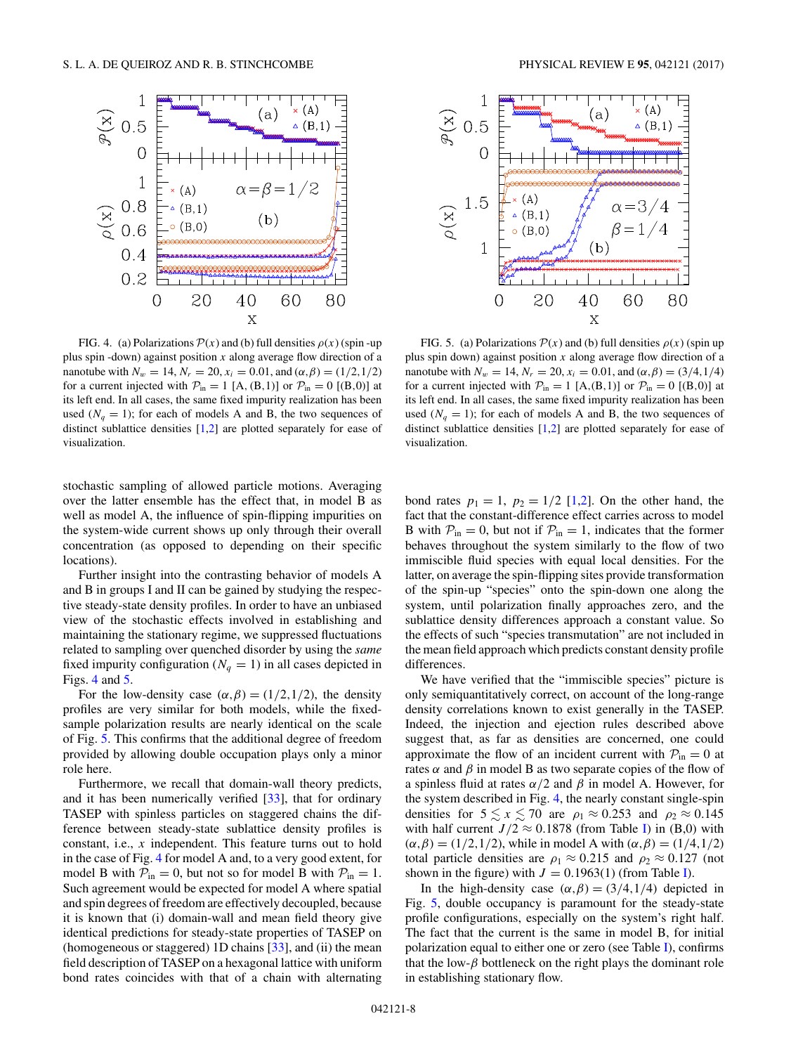FIG. 4. (a) Polarizations $\mathcal{P}(x)$ and (b) full densities $\rho(x)$ (spin -up plus spin -down) against position $x$ along average flow direction of a nanotube with $N_w = 14$, $N_r = 20$, $x_i = 0.01$, and $(\alpha,\beta) = (1/2,1/2)$ for a current injected with $\mathcal{P}_{\rm in} = 1$ [A,(B,1)] or $\mathcal{P}_{\rm in} = 0$ [(B,0)] at its left end. In all cases, the same fixed impurity realization has been used ($N_q = 1$); for each of models A and B, the two sequences of distinct sublattice densities [1,2] are plotted separately for ease of visualization.

FIG. 5. (a) Polarizations $\mathcal{P}(x)$ and (b) full densities $\rho(x)$ (spin up plus spin down) against position $x$ along average flow direction of a nanotube with $N_w = 14$, $N_r = 20$, $x_i = 0.01$, and $(\alpha,\beta) = (3/4,1/4)$ for a current injected with $\mathcal{P}_{\rm in} = 1$ [A,(B,1)] or $\mathcal{P}_{\rm in} = 0$ [(B,0)] at its left end. In all cases, the same fixed impurity realization has been used ($N_q = 1$); for each of models A and B, the two sequences of distinct sublattice densities [1,2] are plotted separately for ease of visualization.

stochastic sampling of allowed particle motions. Averaging over the latter ensemble has the effect that, in model B as well as model A, the influence of spin-flipping impurities on the system-wide current shows up only through their overall concentration (as opposed to depending on their specific locations).

Further insight into the contrasting behavior of models A and B in groups I and II can be gained by studying the respective steady-state density profiles. In order to have an unbiased view of the stochastic effects involved in establishing and maintaining the stationary regime, we suppressed fluctuations related to sampling over quenched disorder by using the *same* fixed impurity configuration ($N_q = 1$) in all cases depicted in Figs. 4 and 5.

For the low-density case $(\alpha,\beta) = (1/2,1/2)$, the density profiles are very similar for both models, while the fixed-sample polarization results are nearly identical on the scale of Fig. 5. This confirms that the additional degree of freedom provided by allowing double occupation plays only a minor role here.

Furthermore, we recall that domain-wall theory predicts, and it has been numerically verified [33], that for ordinary TASEP with spinless particles on staggered chains the difference between steady-state sublattice density profiles is constant, i.e., $x$ independent. This feature turns out to hold in the case of Fig. 4 for model A and, to a very good extent, for model B with $\mathcal{P}_{\rm in} = 0$, but not so for model B with $\mathcal{P}_{\rm in} = 1$. Such agreement would be expected for model A where spatial and spin degrees of freedom are effectively decoupled, because it is known that (i) domain-wall and mean field theory give identical predictions for steady-state properties of TASEP on (homogeneous or staggered) 1D chains [33], and (ii) the mean field description of TASEP on a hexagonal lattice with uniform bond rates coincides with that of a chain with alternating bond rates $p_1 = 1$, $p_2 = 1/2$ [1,2]. On the other hand, the fact that the constant-difference effect carries across to model B with $\mathcal{P}_{\rm in} = 0$, but not if $\mathcal{P}_{\rm in} = 1$, indicates that the former behaves throughout the system similarly to the flow of two immiscible fluid species with equal local densities. For the latter, on average the spin-flipping sites provide transformation of the spin-up "species" onto the spin-down one along the system, until polarization finally approaches zero, and the sublattice density differences approach a constant value. So the effects of such "species transmutation" are not included in the mean field approach which predicts constant density profile differences.

We have verified that the "immiscible species" picture is only semiquantitatively correct, on account of the long-range density correlations known to exist generally in the TASEP. Indeed, the injection and ejection rules described above suggest that, as far as densities are concerned, one could approximate the flow of an incident current with $\mathcal{P}_{\rm in} = 0$ at rates $\alpha$ and $\beta$ in model B as two separate copies of the flow of a spinless fluid at rates $\alpha/2$ and $\beta$ in model A. However, for the system described in Fig. 4, the nearly constant single-spin densities for $5 \lesssim x \lesssim 70$ are $\rho_1 \approx 0.253$ and $\rho_2 \approx 0.145$ with half current $J/2 \approx 0.1878$ (from Table I) in (B,0) with $(\alpha,\beta) = (1/2,1/2)$, while in model A with $(\alpha,\beta) = (1/4,1/2)$ total particle densities are $\rho_1 \approx 0.215$ and $\rho_2 \approx 0.127$ (not shown in the figure) with $J = 0.1963(1)$ (from Table I).

In the high-density case $(\alpha,\beta) = (3/4,1/4)$ depicted in Fig. 5, double occupancy is paramount for the steady-state profile configurations, especially on the system's right half. The fact that the current is the same in model B, for initial polarization equal to either one or zero (see Table I), confirms that the low-$\beta$ bottleneck on the right plays the dominant role in establishing stationary flow.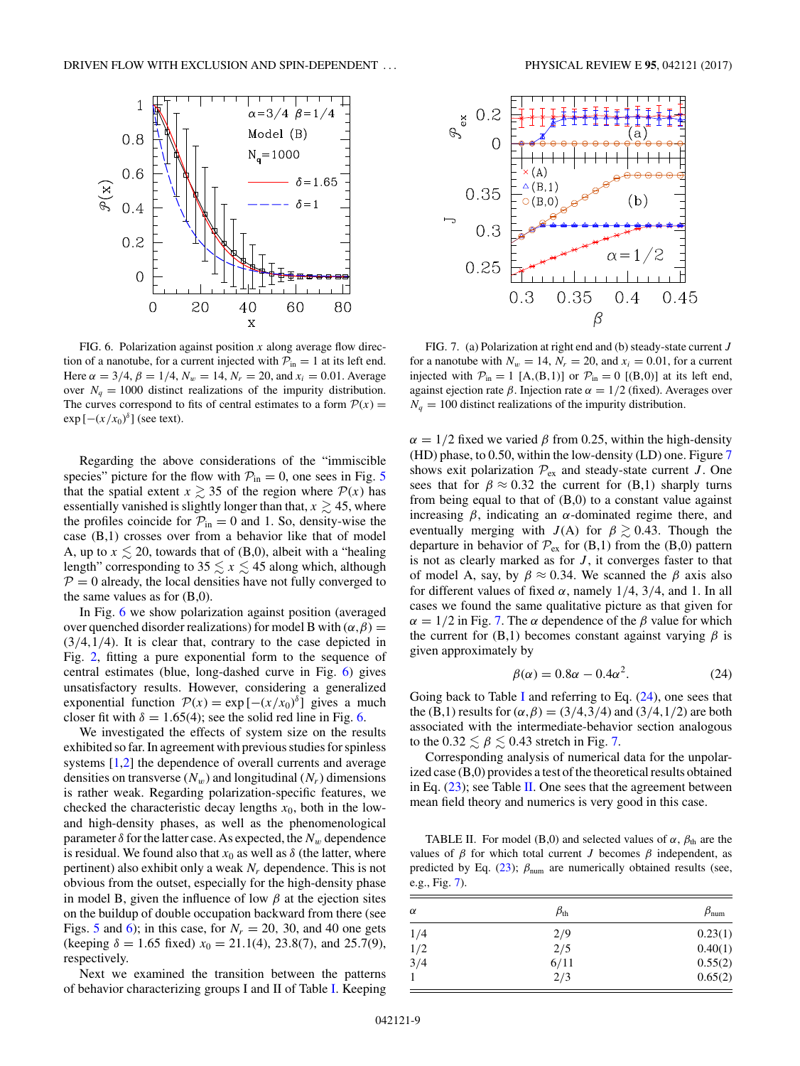FIG. 6. Polarization against position $x$ along average flow direction of a nanotube, for a current injected with $\mathcal{P}_{\rm in} = 1$ at its left end. Here $\alpha = 3/4$, $\beta = 1/4$, $N_w = 14$, $N_r = 20$, and $x_i = 0.01$. Average over $N_q = 1000$ distinct realizations of the impurity distribution. The curves correspond to fits of central estimates to a form $\mathcal{P}(x) = \exp\left[-(x/x_0)^\delta\right]$ (see text).

Regarding the above considerations of the "immiscible species" picture for the flow with $\mathcal{P}_{\rm in} = 0$, one sees in Fig. 5 that the spatial extent $x \gtrsim 35$ of the region where $\mathcal{P}(x)$ has essentially vanished is slightly longer than that, $x \gtrsim 45$, where the profiles coincide for $\mathcal{P}_{\rm in} = 0$ and 1. So, density-wise the case (B,1) crosses over from a behavior like that of model A, up to $x \lesssim 20$, towards that of (B,0), albeit with a "healing length" corresponding to $35 \lesssim x \lesssim 45$ along which, although $\mathcal{P} = 0$ already, the local densities have not fully converged to the same values as for (B,0).

In Fig. 6 we show polarization against position (averaged over quenched disorder realizations) for model B with $(\alpha,\beta) = (3/4, 1/4)$. It is clear that, contrary to the case depicted in Fig. 2, fitting a pure exponential form to the sequence of central estimates (blue, long-dashed curve in Fig. 6) gives unsatisfactory results. However, considering a generalized exponential function $\mathcal{P}(x) = \exp\left[-(x/x_0)^\delta\right]$ gives a much closer fit with $\delta = 1.65(4)$; see the solid red line in Fig. 6.

We investigated the effects of system size on the results exhibited so far. In agreement with previous studies for spinless systems [1,2] the dependence of overall currents and average densities on transverse ($N_w$) and longitudinal ($N_r$) dimensions is rather weak. Regarding polarization-specific features, we checked the characteristic decay lengths $x_0$, both in the low- and high-density phases, as well as the phenomenological parameter $\delta$ for the latter case. As expected, the $N_w$ dependence is residual. We found also that $x_0$ as well as $\delta$ (the latter, where pertinent) also exhibit only a weak $N_r$ dependence. This is not obvious from the outset, especially for the high-density phase in model B, given the influence of low $\beta$ at the ejection sites on the buildup of double occupation backward from there (see Figs. 5 and 6); in this case, for $N_r = 20$, 30, and 40 one gets (keeping $\delta = 1.65$ fixed) $x_0 = 21.1(4)$, 23.8(7), and 25.7(9), respectively.

Next we examined the transition between the patterns of behavior characterizing groups I and II of Table I. Keeping $\alpha = 1/2$ fixed we varied $\beta$ from 0.25, within the high-density (HD) phase, to 0.50, within the low-density (LD) one. Figure 7 shows exit polarization $\mathcal{P}_{\rm ex}$ and steady-state current $J$. One sees that for $\beta \approx 0.32$ the current for (B,1) sharply turns from being equal to that of (B,0) to a constant value against increasing $\beta$, indicating an $\alpha$-dominated regime there, and eventually merging with $J$(A) for $\beta \gtrsim 0.43$. Though the departure in behavior of $\mathcal{P}_{\rm ex}$ for (B,1) from the (B,0) pattern is not as clearly marked as for $J$, it converges faster to that of model A, say, by $\beta \approx 0.34$. We scanned the $\beta$ axis also for different values of fixed $\alpha$, namely 1/4, 3/4, and 1. In all cases we found the same qualitative picture as that given for $\alpha = 1/2$ in Fig. 7. The $\alpha$ dependence of the $\beta$ value for which the current for (B,1) becomes constant against varying $\beta$ is given approximately by

$$\beta(\alpha) = 0.8\alpha - 0.4\alpha^2. \tag{24}$$

Going back to Table I and referring to Eq. (24), one sees that the (B,1) results for $(\alpha,\beta) = (3/4, 3/4)$ and $(3/4, 1/2)$ are both associated with the intermediate-behavior section analogous to the $0.32 \lesssim \beta \lesssim 0.43$ stretch in Fig. 7.

Corresponding analysis of numerical data for the unpolarized case (B,0) provides a test of the theoretical results obtained in Eq. (23); see Table II. One sees that the agreement between mean field theory and numerics is very good in this case.

FIG. 7. (a) Polarization at right end and (b) steady-state current $J$ for a nanotube with $N_w = 14$, $N_r = 20$, and $x_i = 0.01$, for a current injected with $\mathcal{P}_{\rm in} = 1$ [A,(B,1)] or $\mathcal{P}_{\rm in} = 0$ [(B,0)] at its left end, against ejection rate $\beta$. Injection rate $\alpha = 1/2$ (fixed). Averages over $N_q = 100$ distinct realizations of the impurity distribution.

TABLE II. For model (B,0) and selected values of $\alpha$, $\beta_{\rm th}$ are the values of $\beta$ for which total current $J$ becomes $\beta$ independent, as predicted by Eq. (23); $\beta_{\rm num}$ are numerically obtained results (see, e.g., Fig. 7).

| $\alpha$ | $\beta_{\rm th}$ | $\beta_{\rm num}$ |
|---|---|---|
| 1/4 | 2/9 | 0.23(1) |
| 1/2 | 2/5 | 0.40(1) |
| 3/4 | 6/11 | 0.55(2) |
| 1 | 2/3 | 0.65(2) |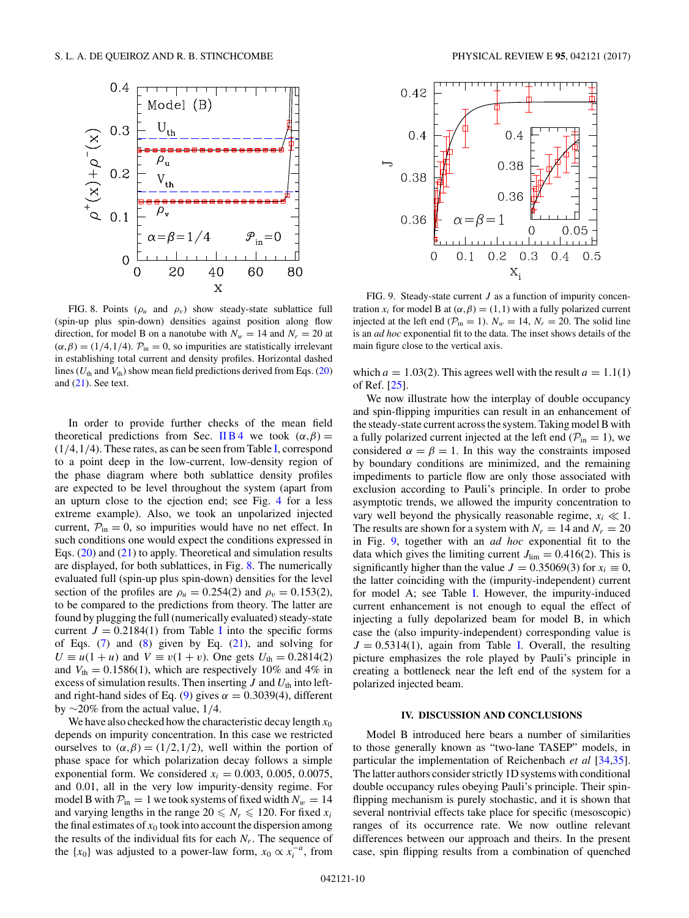FIG. 8. Points ($\rho_u$ and $\rho_v$) show steady-state sublattice full (spin-up plus spin-down) densities against position along flow direction, for model B on a nanotube with $N_w = 14$ and $N_r = 20$ at $(\alpha,\beta) = (1/4,1/4)$. $\mathcal{P}_{\rm in} = 0$, so impurities are statistically irrelevant in establishing total current and density profiles. Horizontal dashed lines ($U_{\rm th}$ and $V_{\rm th}$) show mean field predictions derived from Eqs. (20) and (21). See text.

In order to provide further checks of the mean field theoretical predictions from Sec. II B 4 we took $(\alpha,\beta) = (1/4,1/4)$. These rates, as can be seen from Table I, correspond to a point deep in the low-current, low-density region of the phase diagram where both sublattice density profiles are expected to be level throughout the system (apart from an upturn close to the ejection end; see Fig. 4 for a less extreme example). Also, we took an unpolarized injected current, $\mathcal{P}_{\rm in} = 0$, so impurities would have no net effect. In such conditions one would expect the conditions expressed in Eqs. (20) and (21) to apply. Theoretical and simulation results are displayed, for both sublattices, in Fig. 8. The numerically evaluated full (spin-up plus spin-down) densities for the level section of the profiles are $\rho_u = 0.254(2)$ and $\rho_v = 0.153(2)$, to be compared to the predictions from theory. The latter are found by plugging the full (numerically evaluated) steady-state current $J = 0.2184(1)$ from Table I into the specific forms of Eqs. (7) and (8) given by Eq. (21), and solving for $U \equiv u(1+u)$ and $V \equiv v(1+v)$. One gets $U_{\rm th} = 0.2814(2)$ and $V_{\rm th} = 0.1586(1)$, which are respectively 10% and 4% in excess of simulation results. Then inserting $J$ and $U_{\rm th}$ into left- and right-hand sides of Eq. (9) gives $\alpha = 0.3039(4)$, different by $\sim$20% from the actual value, 1/4.

We have also checked how the characteristic decay length $x_0$ depends on impurity concentration. In this case we restricted ourselves to $(\alpha,\beta) = (1/2,1/2)$, well within the portion of phase space for which polarization decay follows a simple exponential form. We considered $x_i = 0.003$, 0.005, 0.0075, and 0.01, all in the very low impurity-density regime. For model B with $\mathcal{P}_{\rm in} = 1$ we took systems of fixed width $N_w = 14$ and varying lengths in the range $20 \leqslant N_r \leqslant 120$. For fixed $x_i$ the final estimates of $x_0$ took into account the dispersion among the results of the individual fits for each $N_r$. The sequence of the $\{x_0\}$ was adjusted to a power-law form, $x_0 \propto x_i^{-a}$, from which $a = 1.03(2)$. This agrees well with the result $a = 1.1(1)$ of Ref. [25].

FIG. 9. Steady-state current $J$ as a function of impurity concentration $x_i$ for model B at $(\alpha,\beta) = (1,1)$ with a fully polarized current injected at the left end ($\mathcal{P}_{\rm in} = 1$). $N_w = 14$, $N_r = 20$. The solid line is an *ad hoc* exponential fit to the data. The inset shows details of the main figure close to the vertical axis.

We now illustrate how the interplay of double occupancy and spin-flipping impurities can result in an enhancement of the steady-state current across the system. Taking model B with a fully polarized current injected at the left end ($\mathcal{P}_{\rm in} = 1$), we considered $\alpha = \beta = 1$. In this way the constraints imposed by boundary conditions are minimized, and the remaining impediments to particle flow are only those associated with exclusion according to Pauli's principle. In order to probe asymptotic trends, we allowed the impurity concentration to vary well beyond the physically reasonable regime, $x_i \ll 1$. The results are shown for a system with $N_r = 14$ and $N_r = 20$ in Fig. 9, together with an *ad hoc* exponential fit to the data which gives the limiting current $J_{\rm lim} = 0.416(2)$. This is significantly higher than the value $J = 0.35069(3)$ for $x_i \equiv 0$, the latter coinciding with the (impurity-independent) current for model A; see Table I. However, the impurity-induced current enhancement is not enough to equal the effect of injecting a fully depolarized beam for model B, in which case the (also impurity-independent) corresponding value is $J = 0.5314(1)$, again from Table I. Overall, the resulting picture emphasizes the role played by Pauli's principle in creating a bottleneck near the left end of the system for a polarized injected beam.

## IV. DISCUSSION AND CONCLUSIONS

Model B introduced here bears a number of similarities to those generally known as "two-lane TASEP" models, in particular the implementation of Reichenbach *et al* [34,35]. The latter authors consider strictly 1D systems with conditional double occupancy rules obeying Pauli's principle. Their spin-flipping mechanism is purely stochastic, and it is shown that several nontrivial effects take place for specific (mesoscopic) ranges of its occurrence rate. We now outline relevant differences between our approach and theirs. In the present case, spin flipping results from a combination of quenched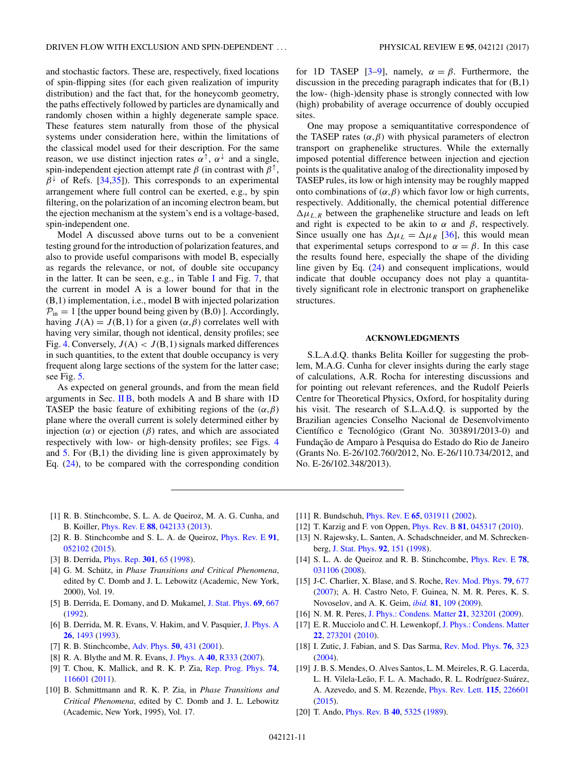and stochastic factors. These are, respectively, fixed locations of spin-flipping sites (for each given realization of impurity distribution) and the fact that, for the honeycomb geometry, the paths effectively followed by particles are dynamically and randomly chosen within a highly degenerate sample space. These features stem naturally from those of the physical systems under consideration here, within the limitations of the classical model used for their description. For the same reason, we use distinct injection rates $\alpha^{\uparrow}$, $\alpha^{\downarrow}$ and a single, spin-independent ejection attempt rate $\beta$ (in contrast with $\beta^{\uparrow}$, $\beta^{\downarrow}$ of Refs. [34,35]). This corresponds to an experimental arrangement where full control can be exerted, e.g., by spin filtering, on the polarization of an incoming electron beam, but the ejection mechanism at the system's end is a voltage-based, spin-independent one.

Model A discussed above turns out to be a convenient testing ground for the introduction of polarization features, and also to provide useful comparisons with model B, especially as regards the relevance, or not, of double site occupancy in the latter. It can be seen, e.g., in Table I and Fig. 7, that the current in model A is a lower bound for that in the (B,1) implementation, i.e., model B with injected polarization $\mathcal{P}_{\rm in} = 1$ [the upper bound being given by (B,0) ]. Accordingly, having $J(\mathrm{A}) = J(\mathrm{B},1)$ for a given $(\alpha,\beta)$ correlates well with having very similar, though not identical, density profiles; see Fig. 4. Conversely, $J(\mathrm{A}) < J(\mathrm{B},1)$ signals marked differences in such quantities, to the extent that double occupancy is very frequent along large sections of the system for the latter case; see Fig. 5.

As expected on general grounds, and from the mean field arguments in Sec. II B, both models A and B share with 1D TASEP the basic feature of exhibiting regions of the $(\alpha,\beta)$ plane where the overall current is solely determined either by injection ($\alpha$) or ejection ($\beta$) rates, and which are associated respectively with low- or high-density profiles; see Figs. 4 and 5. For (B,1) the dividing line is given approximately by Eq. (24), to be compared with the corresponding condition for 1D TASEP [3–9], namely, $\alpha = \beta$. Furthermore, the discussion in the preceding paragraph indicates that for (B,1) the low- (high-)density phase is strongly connected with low (high) probability of average occurrence of doubly occupied sites.

One may propose a semiquantitative correspondence of the TASEP rates $(\alpha,\beta)$ with physical parameters of electron transport on graphenelike structures. While the externally imposed potential difference between injection and ejection points is the qualitative analog of the directionality imposed by TASEP rules, its low or high intensity may be roughly mapped onto combinations of $(\alpha,\beta)$ which favor low or high currents, respectively. Additionally, the chemical potential difference $\Delta\mu_{L,R}$ between the graphenelike structure and leads on left and right is expected to be akin to $\alpha$ and $\beta$, respectively. Since usually one has $\Delta\mu_L = \Delta\mu_R$ [36], this would mean that experimental setups correspond to $\alpha = \beta$. In this case the results found here, especially the shape of the dividing line given by Eq. (24) and consequent implications, would indicate that double occupancy does not play a quantitatively significant role in electronic transport on graphenelike structures.

## ACKNOWLEDGMENTS

S.L.A.d.Q. thanks Belita Koiller for suggesting the problem, M.A.G. Cunha for clever insights during the early stage of calculations, A.R. Rocha for interesting discussions and for pointing out relevant references, and the Rudolf Peierls Centre for Theoretical Physics, Oxford, for hospitality during his visit. The research of S.L.A.d.Q. is supported by the Brazilian agencies Conselho Nacional de Desenvolvimento Científico e Tecnológico (Grant No. 303891/2013-0) and Fundação de Amparo à Pesquisa do Estado do Rio de Janeiro (Grants No. E-26/102.760/2012, No. E-26/110.734/2012, and No. E-26/102.348/2013).

---

[1] R. B. Stinchcombe, S. L. A. de Queiroz, M. A. G. Cunha, and B. Koiller, Phys. Rev. E **88**, 042133 (2013).

[2] R. B. Stinchcombe and S. L. A. de Queiroz, Phys. Rev. E **91**, 052102 (2015).

[3] B. Derrida, Phys. Rep. **301**, 65 (1998).

[4] G. M. Schütz, in *Phase Transitions and Critical Phenomena*, edited by C. Domb and J. L. Lebowitz (Academic, New York, 2000), Vol. 19.

[5] B. Derrida, E. Domany, and D. Mukamel, J. Stat. Phys. **69**, 667 (1992).

[6] B. Derrida, M. R. Evans, V. Hakim, and V. Pasquier, J. Phys. A **26**, 1493 (1993).

[7] R. B. Stinchcombe, Adv. Phys. **50**, 431 (2001).

[8] R. A. Blythe and M. R. Evans, J. Phys. A **40**, R333 (2007).

[9] T. Chou, K. Mallick, and R. K. P. Zia, Rep. Prog. Phys. **74**, 116601 (2011).

[10] B. Schmittmann and R. K. P. Zia, in *Phase Transitions and Critical Phenomena*, edited by C. Domb and J. L. Lebowitz (Academic, New York, 1995), Vol. 17.

[11] R. Bundschuh, Phys. Rev. E **65**, 031911 (2002).

[12] T. Karzig and F. von Oppen, Phys. Rev. B **81**, 045317 (2010).

[13] N. Rajewsky, L. Santen, A. Schadschneider, and M. Schreckenberg, J. Stat. Phys. **92**, 151 (1998).

[14] S. L. A. de Queiroz and R. B. Stinchcombe, Phys. Rev. E **78**, 031106 (2008).

[15] J-C. Charlier, X. Blase, and S. Roche, Rev. Mod. Phys. **79**, 677 (2007); A. H. Castro Neto, F. Guinea, N. M. R. Peres, K. S. Novoselov, and A. K. Geim, *ibid.* **81**, 109 (2009).

[16] N. M. R. Peres, J. Phys.: Condens. Matter **21**, 323201 (2009).

[17] E. R. Mucciolo and C. H. Lewenkopf, J. Phys.: Condens. Matter **22**, 273201 (2010).

[18] I. Zutic, J. Fabian, and S. Das Sarma, Rev. Mod. Phys. **76**, 323 (2004).

[19] J. B. S. Mendes, O. Alves Santos, L. M. Meireles, R. G. Lacerda, L. H. Vilela-Leão, F. L. A. Machado, R. L. Rodríguez-Suárez, A. Azevedo, and S. M. Rezende, Phys. Rev. Lett. **115**, 226601 (2015).

[20] T. Ando, Phys. Rev. B **40**, 5325 (1989).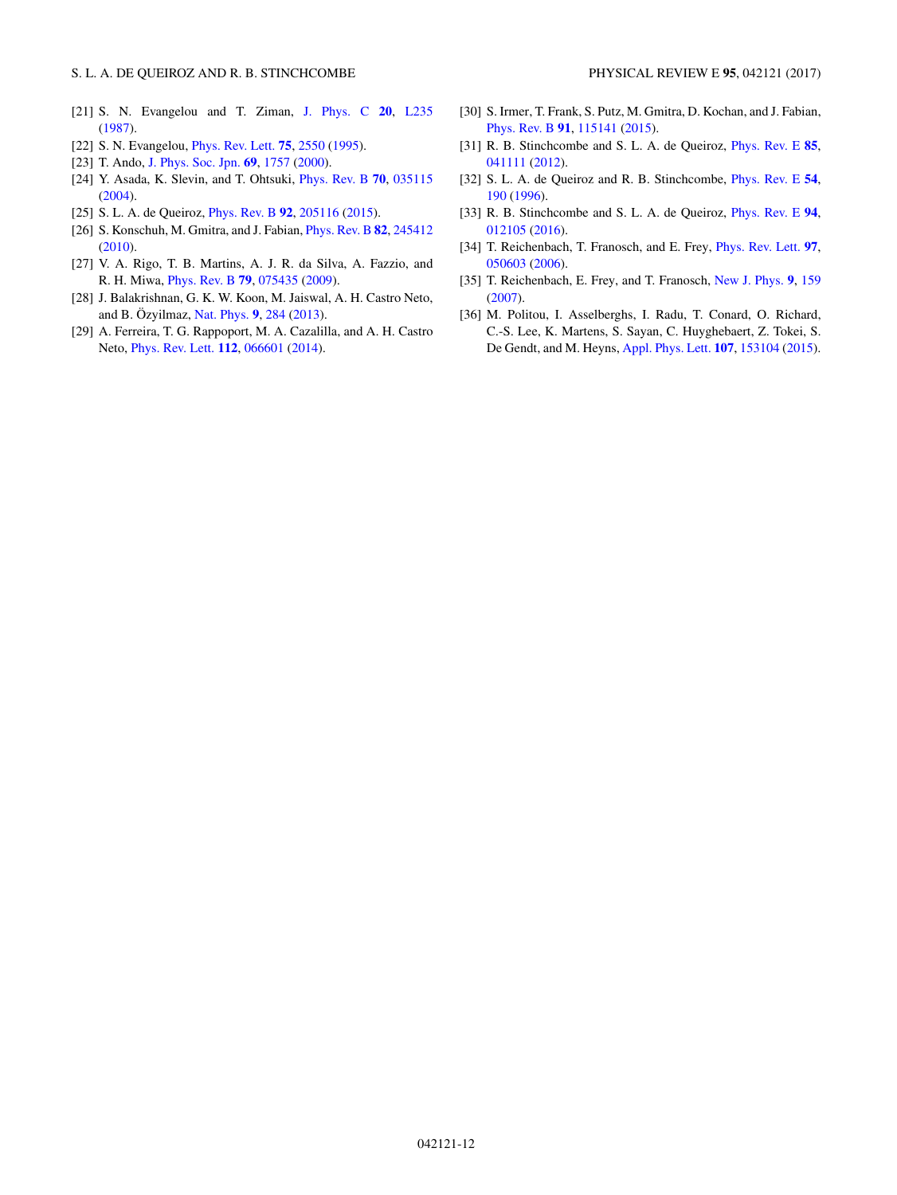[21] S. N. Evangelou and T. Ziman, J. Phys. C **20**, L235 (1987).

[22] S. N. Evangelou, Phys. Rev. Lett. **75**, 2550 (1995).

[23] T. Ando, J. Phys. Soc. Jpn. **69**, 1757 (2000).

[24] Y. Asada, K. Slevin, and T. Ohtsuki, Phys. Rev. B **70**, 035115 (2004).

[25] S. L. A. de Queiroz, Phys. Rev. B **92**, 205116 (2015).

[26] S. Konschuh, M. Gmitra, and J. Fabian, Phys. Rev. B **82**, 245412 (2010).

[27] V. A. Rigo, T. B. Martins, A. J. R. da Silva, A. Fazzio, and R. H. Miwa, Phys. Rev. B **79**, 075435 (2009).

[28] J. Balakrishnan, G. K. W. Koon, M. Jaiswal, A. H. Castro Neto, and B. Özyilmaz, Nat. Phys. **9**, 284 (2013).

[29] A. Ferreira, T. G. Rappoport, M. A. Cazalilla, and A. H. Castro Neto, Phys. Rev. Lett. **112**, 066601 (2014).

[30] S. Irmer, T. Frank, S. Putz, M. Gmitra, D. Kochan, and J. Fabian, Phys. Rev. B **91**, 115141 (2015).

[31] R. B. Stinchcombe and S. L. A. de Queiroz, Phys. Rev. E **85**, 041111 (2012).

[32] S. L. A. de Queiroz and R. B. Stinchcombe, Phys. Rev. E **54**, 190 (1996).

[33] R. B. Stinchcombe and S. L. A. de Queiroz, Phys. Rev. E **94**, 012105 (2016).

[34] T. Reichenbach, T. Franosch, and E. Frey, Phys. Rev. Lett. **97**, 050603 (2006).

[35] T. Reichenbach, E. Frey, and T. Franosch, New J. Phys. **9**, 159 (2007).

[36] M. Politou, I. Asselberghs, I. Radu, T. Conard, O. Richard, C.-S. Lee, K. Martens, S. Sayan, C. Huyghebaert, Z. Tokei, S. De Gendt, and M. Heyns, Appl. Phys. Lett. **107**, 153104 (2015).